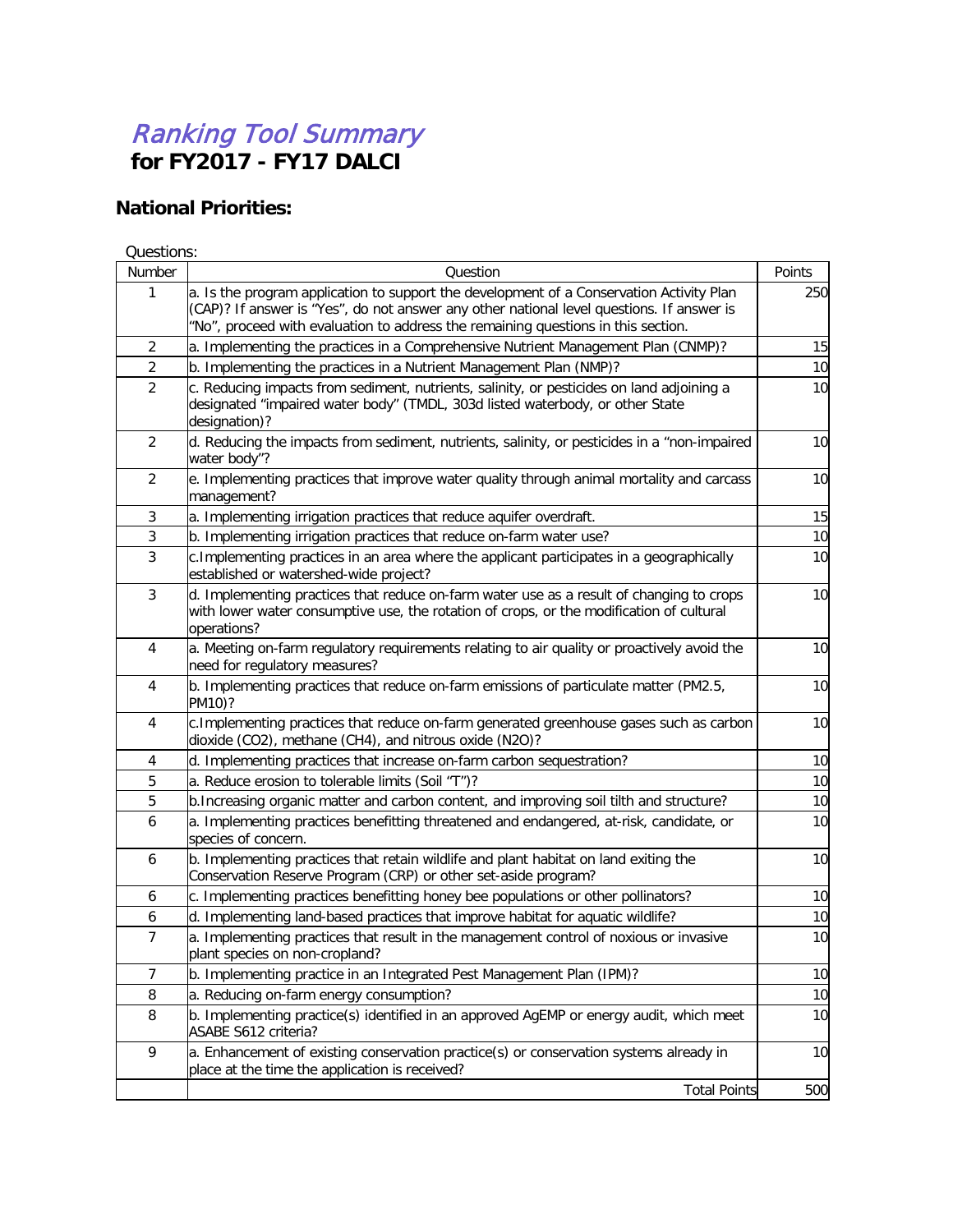# *Ranking Tool Summary*
## for FY2017 - FY17 DALCI

### National Priorities:

Questions:

| Number | Question | Points |
|---|---|---|
| 1 | a. Is the program application to support the development of a Conservation Activity Plan (CAP)? If answer is "Yes", do not answer any other national level questions. If answer is "No", proceed with evaluation to address the remaining questions in this section. | 250 |
| 2 | a. Implementing the practices in a Comprehensive Nutrient Management Plan (CNMP)? | 15 |
| 2 | b. Implementing the practices in a Nutrient Management Plan (NMP)? | 10 |
| 2 | c. Reducing impacts from sediment, nutrients, salinity, or pesticides on land adjoining a designated "impaired water body" (TMDL, 303d listed waterbody, or other State designation)? | 10 |
| 2 | d. Reducing the impacts from sediment, nutrients, salinity, or pesticides in a "non-impaired water body"? | 10 |
| 2 | e. Implementing practices that improve water quality through animal mortality and carcass management? | 10 |
| 3 | a. Implementing irrigation practices that reduce aquifer overdraft. | 15 |
| 3 | b. Implementing irrigation practices that reduce on-farm water use? | 10 |
| 3 | c.Implementing practices in an area where the applicant participates in a geographically established or watershed-wide project? | 10 |
| 3 | d. Implementing practices that reduce on-farm water use as a result of changing to crops with lower water consumptive use, the rotation of crops, or the modification of cultural operations? | 10 |
| 4 | a. Meeting on-farm regulatory requirements relating to air quality or proactively avoid the need for regulatory measures? | 10 |
| 4 | b. Implementing practices that reduce on-farm emissions of particulate matter (PM2.5, PM10)? | 10 |
| 4 | c.Implementing practices that reduce on-farm generated greenhouse gases such as carbon dioxide ($CO_2$), methane ($CH_4$), and nitrous oxide ($N_2O$)? | 10 |
| 4 | d. Implementing practices that increase on-farm carbon sequestration? | 10 |
| 5 | a. Reduce erosion to tolerable limits (Soil "T")? | 10 |
| 5 | b.Increasing organic matter and carbon content, and improving soil tilth and structure? | 10 |
| 6 | a. Implementing practices benefitting threatened and endangered, at-risk, candidate, or species of concern. | 10 |
| 6 | b. Implementing practices that retain wildlife and plant habitat on land exiting the Conservation Reserve Program (CRP) or other set-aside program? | 10 |
| 6 | c. Implementing practices benefitting honey bee populations or other pollinators? | 10 |
| 6 | d. Implementing land-based practices that improve habitat for aquatic wildlife? | 10 |
| 7 | a. Implementing practices that result in the management control of noxious or invasive plant species on non-cropland? | 10 |
| 7 | b. Implementing practice in an Integrated Pest Management Plan (IPM)? | 10 |
| 8 | a. Reducing on-farm energy consumption? | 10 |
| 8 | b. Implementing practice(s) identified in an approved AgEMP or energy audit, which meet ASABE S612 criteria? | 10 |
| 9 | a. Enhancement of existing conservation practice(s) or conservation systems already in place at the time the application is received? | 10 |
| | Total Points | 500 |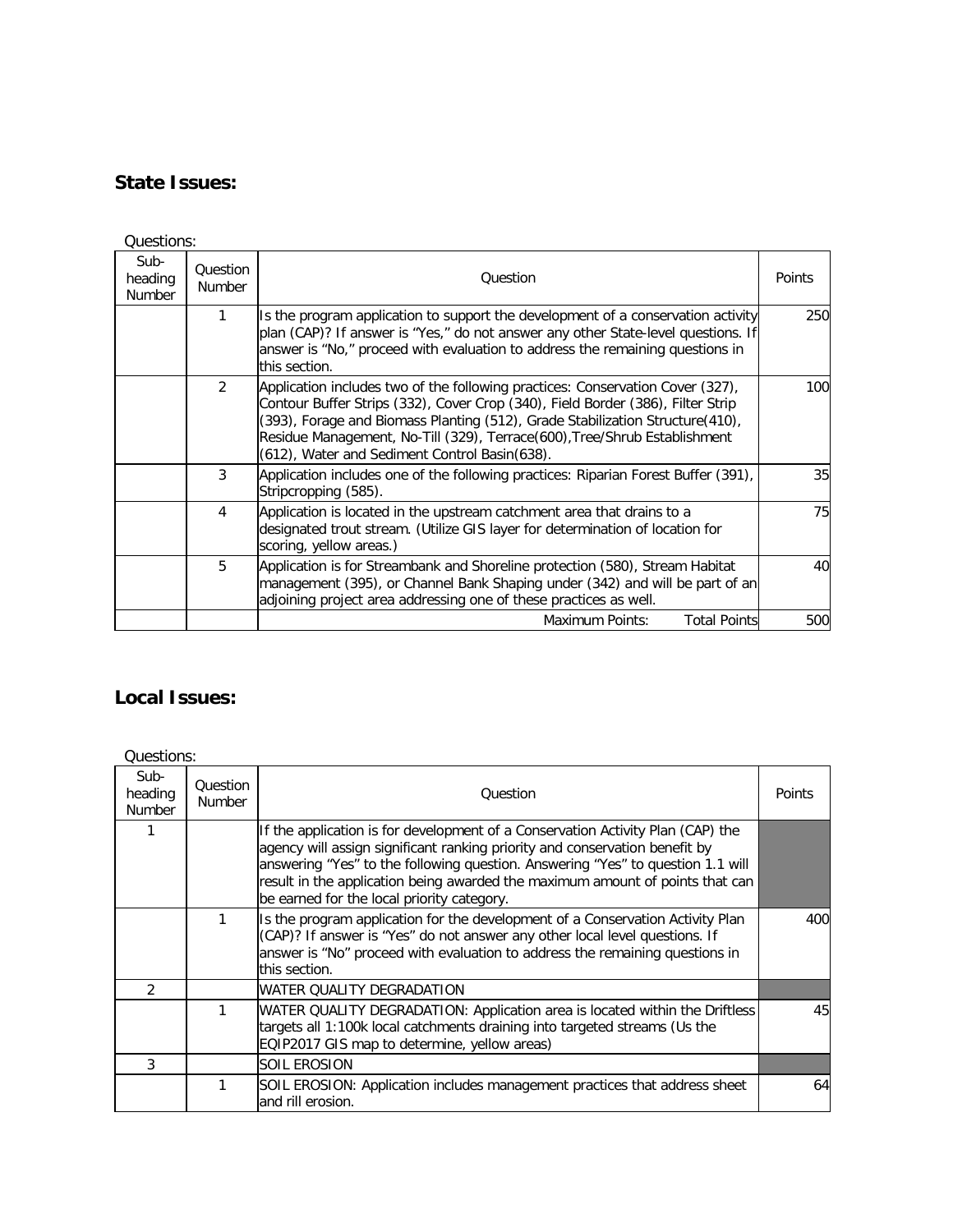## State Issues:

Questions:

| Sub-heading Number | Question Number | Question | Points |
|---|---|---|---|
| | 1 | Is the program application to support the development of a conservation activity plan (CAP)? If answer is "Yes," do not answer any other State-level questions. If answer is "No," proceed with evaluation to address the remaining questions in this section. | 250 |
| | 2 | Application includes two of the following practices: Conservation Cover (327), Contour Buffer Strips (332), Cover Crop (340), Field Border (386), Filter Strip (393), Forage and Biomass Planting (512), Grade Stabilization Structure(410), Residue Management, No-Till (329), Terrace(600),Tree/Shrub Establishment (612), Water and Sediment Control Basin(638). | 100 |
| | 3 | Application includes one of the following practices: Riparian Forest Buffer (391), Stripcropping (585). | 35 |
| | 4 | Application is located in the upstream catchment area that drains to a designated trout stream. (Utilize GIS layer for determination of location for scoring, yellow areas.) | 75 |
| | 5 | Application is for Streambank and Shoreline protection (580), Stream Habitat management (395), or Channel Bank Shaping under (342) and will be part of an adjoining project area addressing one of these practices as well. | 40 |
| | | Maximum Points: Total Points | 500 |

## Local Issues:

Questions:

| Sub-heading Number | Question Number | Question | Points |
|---|---|---|---|
| 1 | | If the application is for development of a Conservation Activity Plan (CAP) the agency will assign significant ranking priority and conservation benefit by answering "Yes" to the following question. Answering "Yes" to question 1.1 will result in the application being awarded the maximum amount of points that can be earned for the local priority category. | |
| | 1 | Is the program application for the development of a Conservation Activity Plan (CAP)? If answer is "Yes" do not answer any other local level questions. If answer is "No" proceed with evaluation to address the remaining questions in this section. | 400 |
| 2 | | WATER QUALITY DEGRADATION | |
| | 1 | WATER QUALITY DEGRADATION: Application area is located within the Driftless targets all 1:100k local catchments draining into targeted streams (Us the EQIP2017 GIS map to determine, yellow areas) | 45 |
| 3 | | SOIL EROSION | |
| | 1 | SOIL EROSION: Application includes management practices that address sheet and rill erosion. | 64 |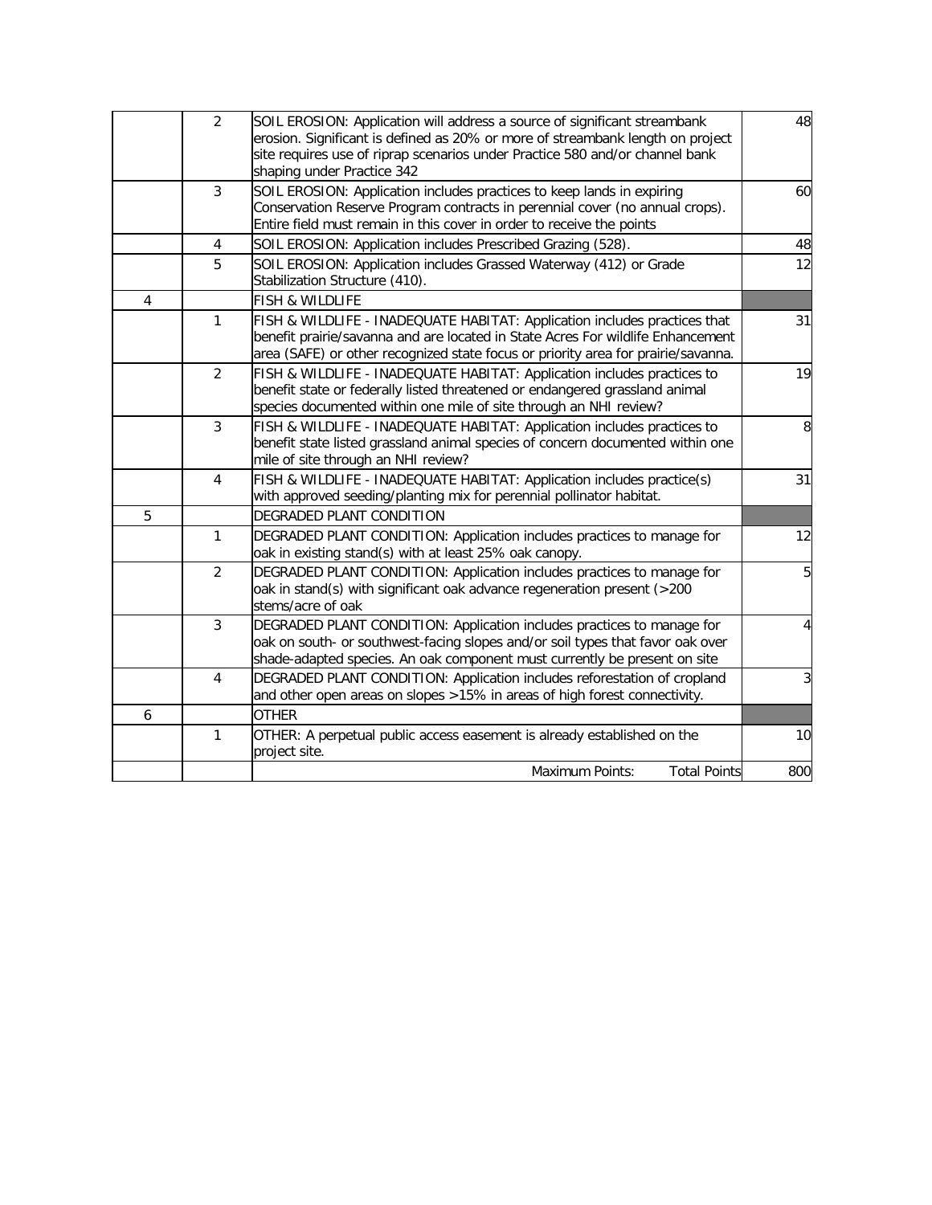| | | | |
|---|---|---|---|
| | 2 | SOIL EROSION: Application will address a source of significant streambank erosion. Significant is defined as 20% or more of streambank length on project site requires use of riprap scenarios under Practice 580 and/or channel bank shaping under Practice 342 | 48 |
| | 3 | SOIL EROSION: Application includes practices to keep lands in expiring Conservation Reserve Program contracts in perennial cover (no annual crops). Entire field must remain in this cover in order to receive the points | 60 |
| | 4 | SOIL EROSION: Application includes Prescribed Grazing (528). | 48 |
| | 5 | SOIL EROSION: Application includes Grassed Waterway (412) or Grade Stabilization Structure (410). | 12 |
| 4 | | FISH & WILDLIFE | |
| | 1 | FISH & WILDLIFE - INADEQUATE HABITAT: Application includes practices that benefit prairie/savanna and are located in State Acres For wildlife Enhancement area (SAFE) or other recognized state focus or priority area for prairie/savanna. | 31 |
| | 2 | FISH & WILDLIFE - INADEQUATE HABITAT: Application includes practices to benefit state or federally listed threatened or endangered grassland animal species documented within one mile of site through an NHI review? | 19 |
| | 3 | FISH & WILDLIFE - INADEQUATE HABITAT: Application includes practices to benefit state listed grassland animal species of concern documented within one mile of site through an NHI review? | 8 |
| | 4 | FISH & WILDLIFE - INADEQUATE HABITAT: Application includes practice(s) with approved seeding/planting mix for perennial pollinator habitat. | 31 |
| 5 | | DEGRADED PLANT CONDITION | |
| | 1 | DEGRADED PLANT CONDITION: Application includes practices to manage for oak in existing stand(s) with at least 25% oak canopy. | 12 |
| | 2 | DEGRADED PLANT CONDITION: Application includes practices to manage for oak in stand(s) with significant oak advance regeneration present (>200 stems/acre of oak | 5 |
| | 3 | DEGRADED PLANT CONDITION: Application includes practices to manage for oak on south- or southwest-facing slopes and/or soil types that favor oak over shade-adapted species. An oak component must currently be present on site | 4 |
| | 4 | DEGRADED PLANT CONDITION: Application includes reforestation of cropland and other open areas on slopes >15% in areas of high forest connectivity. | 3 |
| 6 | | OTHER | |
| | 1 | OTHER: A perpetual public access easement is already established on the project site. | 10 |
| | | Maximum Points: Total Points | 800 |